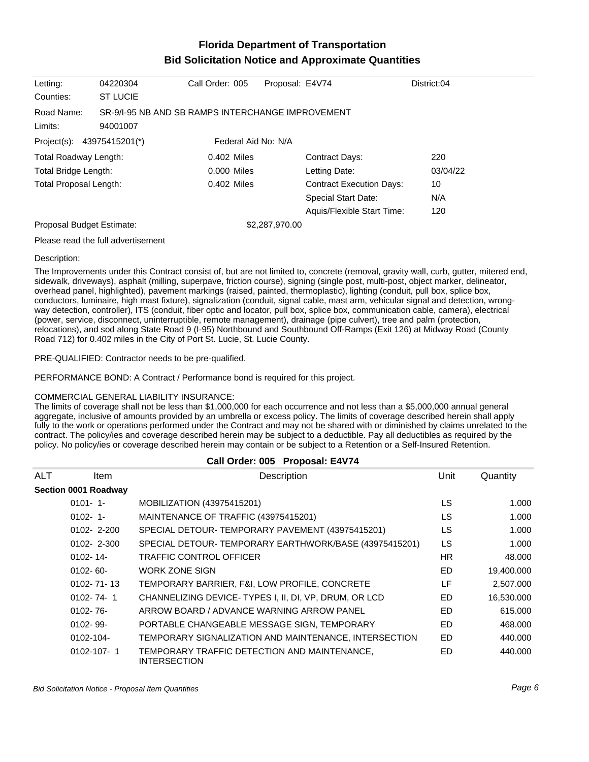# Florida Department of Transportation
## Bid Solicitation Notice and Approximate Quantities

| | | | | |
|---|---|---|---|---|
| Letting: | 04220304 | Call Order: 005 | Proposal: E4V74 | District:04 |
| Counties: | ST LUCIE | | | |
| Road Name: | SR-9/I-95 NB AND SB RAMPS INTERCHANGE IMPROVEMENT | | | |
| Limits: | 94001007 | | | |
| Project(s): | 43975415201(*) | Federal Aid No: N/A | | |

| | | | |
|---|---|---|---|
| Total Roadway Length: | 0.402 Miles | Contract Days: | 220 |
| Total Bridge Length: | 0.000 Miles | Letting Date: | 03/04/22 |
| Total Proposal Length: | 0.402 Miles | Contract Execution Days: | 10 |
| | | Special Start Date: | N/A |
| | | Aquis/Flexible Start Time: | 120 |

Proposal Budget Estimate: $2,287,970.00

Please read the full advertisement

Description:

The Improvements under this Contract consist of, but are not limited to, concrete (removal, gravity wall, curb, gutter, mitered end, sidewalk, driveways), asphalt (milling, superpave, friction course), signing (single post, multi-post, object marker, delineator, overhead panel, highlighted), pavement markings (raised, painted, thermoplastic), lighting (conduit, pull box, splice box, conductors, luminaire, high mast fixture), signalization (conduit, signal cable, mast arm, vehicular signal and detection, wrong-way detection, controller), ITS (conduit, fiber optic and locator, pull box, splice box, communication cable, camera), electrical (power, service, disconnect, uninterruptible, remote management), drainage (pipe culvert), tree and palm (protection, relocations), and sod along State Road 9 (I-95) Northbound and Southbound Off-Ramps (Exit 126) at Midway Road (County Road 712) for 0.402 miles in the City of Port St. Lucie, St. Lucie County.

PRE-QUALIFIED: Contractor needs to be pre-qualified.

PERFORMANCE BOND: A Contract / Performance bond is required for this project.

COMMERCIAL GENERAL LIABILITY INSURANCE:
The limits of coverage shall not be less than $1,000,000 for each occurrence and not less than a $5,000,000 annual general aggregate, inclusive of amounts provided by an umbrella or excess policy. The limits of coverage described herein shall apply fully to the work or operations performed under the Contract and may not be shared with or diminished by claims unrelated to the contract. The policy/ies and coverage described herein may be subject to a deductible. Pay all deductibles as required by the policy. No policy/ies or coverage described herein may contain or be subject to a Retention or a Self-Insured Retention.

### Call Order: 005 Proposal: E4V74

| ALT | Item | Description | Unit | Quantity |
|---|---|---|---|---|
| **Section 0001 Roadway** | | | | |
| | 0101- 1- | MOBILIZATION (43975415201) | LS | 1.000 |
| | 0102- 1- | MAINTENANCE OF TRAFFIC (43975415201) | LS | 1.000 |
| | 0102- 2-200 | SPECIAL DETOUR- TEMPORARY PAVEMENT (43975415201) | LS | 1.000 |
| | 0102- 2-300 | SPECIAL DETOUR- TEMPORARY EARTHWORK/BASE (43975415201) | LS | 1.000 |
| | 0102- 14- | TRAFFIC CONTROL OFFICER | HR | 48.000 |
| | 0102- 60- | WORK ZONE SIGN | ED | 19,400.000 |
| | 0102- 71- 13 | TEMPORARY BARRIER, F&I, LOW PROFILE, CONCRETE | LF | 2,507.000 |
| | 0102- 74- 1 | CHANNELIZING DEVICE- TYPES I, II, DI, VP, DRUM, OR LCD | ED | 16,530.000 |
| | 0102- 76- | ARROW BOARD / ADVANCE WARNING ARROW PANEL | ED | 615.000 |
| | 0102- 99- | PORTABLE CHANGEABLE MESSAGE SIGN, TEMPORARY | ED | 468.000 |
| | 0102-104- | TEMPORARY SIGNALIZATION AND MAINTENANCE, INTERSECTION | ED | 440.000 |
| | 0102-107- 1 | TEMPORARY TRAFFIC DETECTION AND MAINTENANCE, INTERSECTION | ED | 440.000 |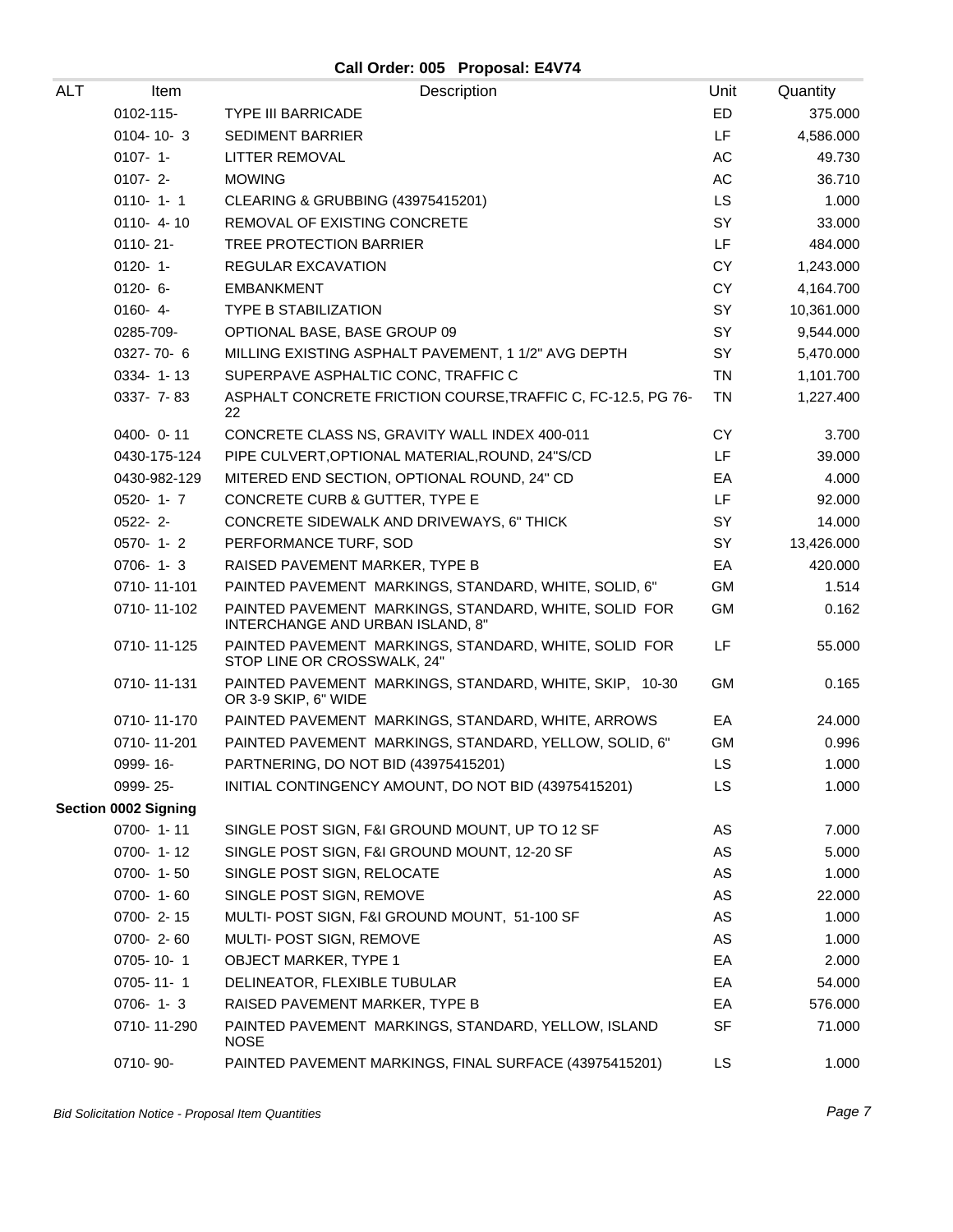## Call Order: 005 Proposal: E4V74

| ALT | Item | Description | Unit | Quantity |
|---|---|---|---|---|
| | 0102-115- | TYPE III BARRICADE | ED | 375.000 |
| | 0104- 10- 3 | SEDIMENT BARRIER | LF | 4,586.000 |
| | 0107- 1- | LITTER REMOVAL | AC | 49.730 |
| | 0107- 2- | MOWING | AC | 36.710 |
| | 0110- 1- 1 | CLEARING & GRUBBING (43975415201) | LS | 1.000 |
| | 0110- 4- 10 | REMOVAL OF EXISTING CONCRETE | SY | 33.000 |
| | 0110- 21- | TREE PROTECTION BARRIER | LF | 484.000 |
| | 0120- 1- | REGULAR EXCAVATION | CY | 1,243.000 |
| | 0120- 6- | EMBANKMENT | CY | 4,164.700 |
| | 0160- 4- | TYPE B STABILIZATION | SY | 10,361.000 |
| | 0285-709- | OPTIONAL BASE, BASE GROUP 09 | SY | 9,544.000 |
| | 0327- 70- 6 | MILLING EXISTING ASPHALT PAVEMENT, 1 1/2" AVG DEPTH | SY | 5,470.000 |
| | 0334- 1- 13 | SUPERPAVE ASPHALTIC CONC, TRAFFIC C | TN | 1,101.700 |
| | 0337- 7- 83 | ASPHALT CONCRETE FRICTION COURSE,TRAFFIC C, FC-12.5, PG 76-22 | TN | 1,227.400 |
| | 0400- 0- 11 | CONCRETE CLASS NS, GRAVITY WALL INDEX 400-011 | CY | 3.700 |
| | 0430-175-124 | PIPE CULVERT,OPTIONAL MATERIAL,ROUND, 24"S/CD | LF | 39.000 |
| | 0430-982-129 | MITERED END SECTION, OPTIONAL ROUND, 24" CD | EA | 4.000 |
| | 0520- 1- 7 | CONCRETE CURB & GUTTER, TYPE E | LF | 92.000 |
| | 0522- 2- | CONCRETE SIDEWALK AND DRIVEWAYS, 6" THICK | SY | 14.000 |
| | 0570- 1- 2 | PERFORMANCE TURF, SOD | SY | 13,426.000 |
| | 0706- 1- 3 | RAISED PAVEMENT MARKER, TYPE B | EA | 420.000 |
| | 0710- 11-101 | PAINTED PAVEMENT MARKINGS, STANDARD, WHITE, SOLID, 6" | GM | 1.514 |
| | 0710- 11-102 | PAINTED PAVEMENT MARKINGS, STANDARD, WHITE, SOLID FOR INTERCHANGE AND URBAN ISLAND, 8" | GM | 0.162 |
| | 0710- 11-125 | PAINTED PAVEMENT MARKINGS, STANDARD, WHITE, SOLID FOR STOP LINE OR CROSSWALK, 24" | LF | 55.000 |
| | 0710- 11-131 | PAINTED PAVEMENT MARKINGS, STANDARD, WHITE, SKIP, 10-30 OR 3-9 SKIP, 6" WIDE | GM | 0.165 |
| | 0710- 11-170 | PAINTED PAVEMENT MARKINGS, STANDARD, WHITE, ARROWS | EA | 24.000 |
| | 0710- 11-201 | PAINTED PAVEMENT MARKINGS, STANDARD, YELLOW, SOLID, 6" | GM | 0.996 |
| | 0999- 16- | PARTNERING, DO NOT BID (43975415201) | LS | 1.000 |
| | 0999- 25- | INITIAL CONTINGENCY AMOUNT, DO NOT BID (43975415201) | LS | 1.000 |
| **Section 0002 Signing** | | | | |
| | 0700- 1- 11 | SINGLE POST SIGN, F&I GROUND MOUNT, UP TO 12 SF | AS | 7.000 |
| | 0700- 1- 12 | SINGLE POST SIGN, F&I GROUND MOUNT, 12-20 SF | AS | 5.000 |
| | 0700- 1- 50 | SINGLE POST SIGN, RELOCATE | AS | 1.000 |
| | 0700- 1- 60 | SINGLE POST SIGN, REMOVE | AS | 22.000 |
| | 0700- 2- 15 | MULTI- POST SIGN, F&I GROUND MOUNT, 51-100 SF | AS | 1.000 |
| | 0700- 2- 60 | MULTI- POST SIGN, REMOVE | AS | 1.000 |
| | 0705- 10- 1 | OBJECT MARKER, TYPE 1 | EA | 2.000 |
| | 0705- 11- 1 | DELINEATOR, FLEXIBLE TUBULAR | EA | 54.000 |
| | 0706- 1- 3 | RAISED PAVEMENT MARKER, TYPE B | EA | 576.000 |
| | 0710- 11-290 | PAINTED PAVEMENT MARKINGS, STANDARD, YELLOW, ISLAND NOSE | SF | 71.000 |
| | 0710- 90- | PAINTED PAVEMENT MARKINGS, FINAL SURFACE (43975415201) | LS | 1.000 |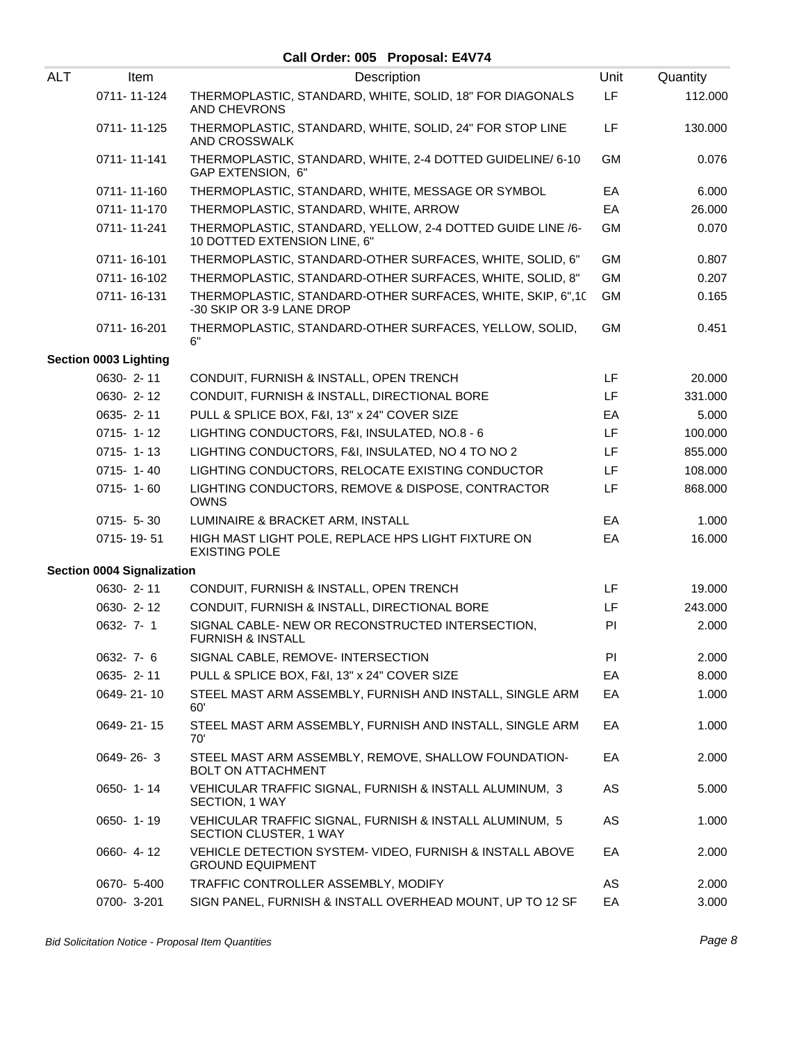**Call Order: 005 Proposal: E4V74**

| ALT | Item | Description | Unit | Quantity |
|---|---|---|---|---|
| | 0711- 11-124 | THERMOPLASTIC, STANDARD, WHITE, SOLID, 18" FOR DIAGONALS AND CHEVRONS | LF | 112.000 |
| | 0711- 11-125 | THERMOPLASTIC, STANDARD, WHITE, SOLID, 24" FOR STOP LINE AND CROSSWALK | LF | 130.000 |
| | 0711- 11-141 | THERMOPLASTIC, STANDARD, WHITE, 2-4 DOTTED GUIDELINE/ 6-10 GAP EXTENSION, 6" | GM | 0.076 |
| | 0711- 11-160 | THERMOPLASTIC, STANDARD, WHITE, MESSAGE OR SYMBOL | EA | 6.000 |
| | 0711- 11-170 | THERMOPLASTIC, STANDARD, WHITE, ARROW | EA | 26.000 |
| | 0711- 11-241 | THERMOPLASTIC, STANDARD, YELLOW, 2-4 DOTTED GUIDE LINE /6-10 DOTTED EXTENSION LINE, 6" | GM | 0.070 |
| | 0711- 16-101 | THERMOPLASTIC, STANDARD-OTHER SURFACES, WHITE, SOLID, 6" | GM | 0.807 |
| | 0711- 16-102 | THERMOPLASTIC, STANDARD-OTHER SURFACES, WHITE, SOLID, 8" | GM | 0.207 |
| | 0711- 16-131 | THERMOPLASTIC, STANDARD-OTHER SURFACES, WHITE, SKIP, 6",10-30 SKIP OR 3-9 LANE DROP | GM | 0.165 |
| | 0711- 16-201 | THERMOPLASTIC, STANDARD-OTHER SURFACES, YELLOW, SOLID, 6" | GM | 0.451 |
| **Section 0003 Lighting** | | | | |
| | 0630- 2- 11 | CONDUIT, FURNISH & INSTALL, OPEN TRENCH | LF | 20.000 |
| | 0630- 2- 12 | CONDUIT, FURNISH & INSTALL, DIRECTIONAL BORE | LF | 331.000 |
| | 0635- 2- 11 | PULL & SPLICE BOX, F&I, 13" x 24" COVER SIZE | EA | 5.000 |
| | 0715- 1- 12 | LIGHTING CONDUCTORS, F&I, INSULATED, NO.8 - 6 | LF | 100.000 |
| | 0715- 1- 13 | LIGHTING CONDUCTORS, F&I, INSULATED, NO 4 TO NO 2 | LF | 855.000 |
| | 0715- 1- 40 | LIGHTING CONDUCTORS, RELOCATE EXISTING CONDUCTOR | LF | 108.000 |
| | 0715- 1- 60 | LIGHTING CONDUCTORS, REMOVE & DISPOSE, CONTRACTOR OWNS | LF | 868.000 |
| | 0715- 5- 30 | LUMINAIRE & BRACKET ARM, INSTALL | EA | 1.000 |
| | 0715- 19- 51 | HIGH MAST LIGHT POLE, REPLACE HPS LIGHT FIXTURE ON EXISTING POLE | EA | 16.000 |
| **Section 0004 Signalization** | | | | |
| | 0630- 2- 11 | CONDUIT, FURNISH & INSTALL, OPEN TRENCH | LF | 19.000 |
| | 0630- 2- 12 | CONDUIT, FURNISH & INSTALL, DIRECTIONAL BORE | LF | 243.000 |
| | 0632- 7- 1 | SIGNAL CABLE- NEW OR RECONSTRUCTED INTERSECTION, FURNISH & INSTALL | PI | 2.000 |
| | 0632- 7- 6 | SIGNAL CABLE, REMOVE- INTERSECTION | PI | 2.000 |
| | 0635- 2- 11 | PULL & SPLICE BOX, F&I, 13" x 24" COVER SIZE | EA | 8.000 |
| | 0649- 21- 10 | STEEL MAST ARM ASSEMBLY, FURNISH AND INSTALL, SINGLE ARM 60' | EA | 1.000 |
| | 0649- 21- 15 | STEEL MAST ARM ASSEMBLY, FURNISH AND INSTALL, SINGLE ARM 70' | EA | 1.000 |
| | 0649- 26- 3 | STEEL MAST ARM ASSEMBLY, REMOVE, SHALLOW FOUNDATION-BOLT ON ATTACHMENT | EA | 2.000 |
| | 0650- 1- 14 | VEHICULAR TRAFFIC SIGNAL, FURNISH & INSTALL ALUMINUM, 3 SECTION, 1 WAY | AS | 5.000 |
| | 0650- 1- 19 | VEHICULAR TRAFFIC SIGNAL, FURNISH & INSTALL ALUMINUM, 5 SECTION CLUSTER, 1 WAY | AS | 1.000 |
| | 0660- 4- 12 | VEHICLE DETECTION SYSTEM- VIDEO, FURNISH & INSTALL ABOVE GROUND EQUIPMENT | EA | 2.000 |
| | 0670- 5-400 | TRAFFIC CONTROLLER ASSEMBLY, MODIFY | AS | 2.000 |
| | 0700- 3-201 | SIGN PANEL, FURNISH & INSTALL OVERHEAD MOUNT, UP TO 12 SF | EA | 3.000 |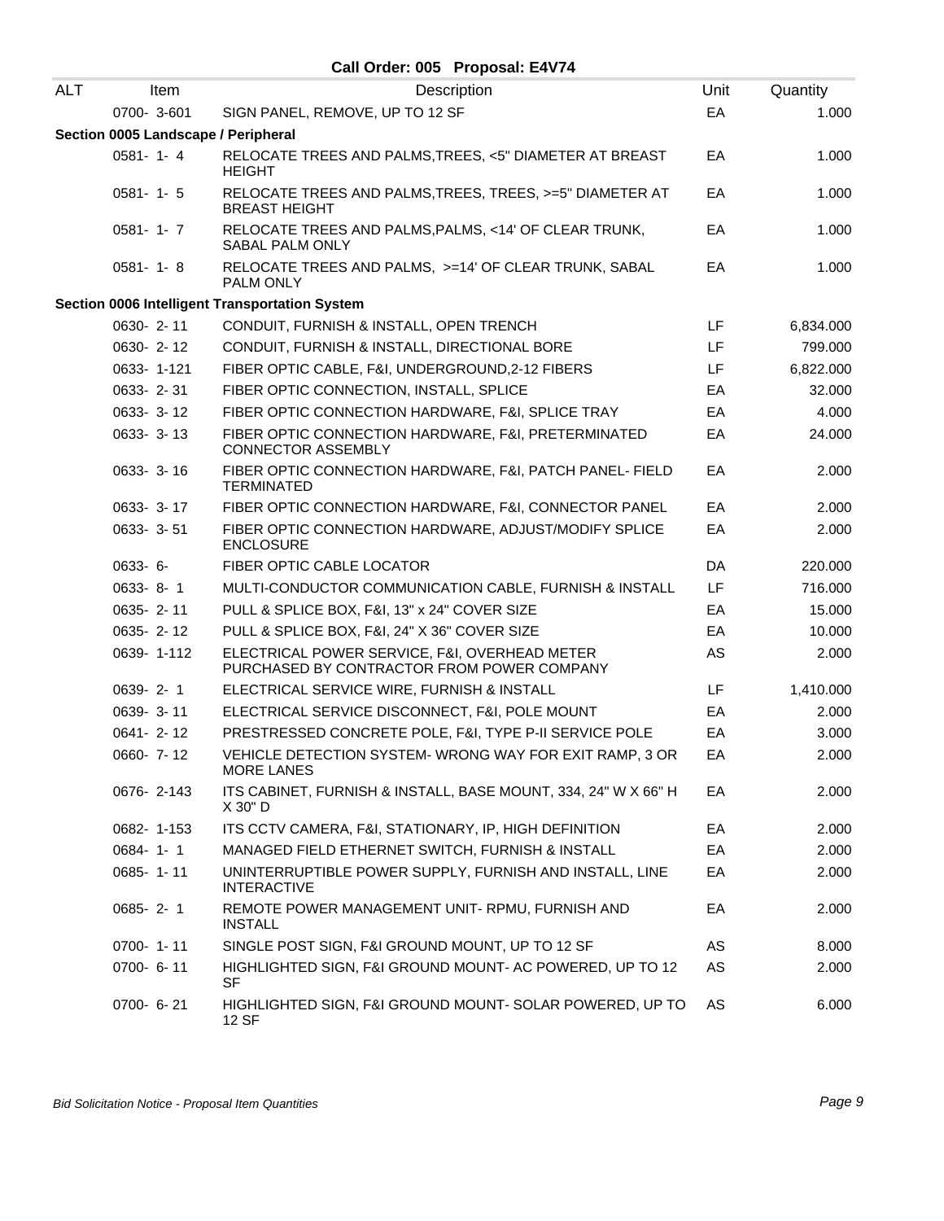## Call Order: 005 Proposal: E4V74

| ALT | Item | Description | Unit | Quantity |
|---|---|---|---|---|
| | 0700- 3-601 | SIGN PANEL, REMOVE, UP TO 12 SF | EA | 1.000 |
| **Section 0005 Landscape / Peripheral** | | | | |
| | 0581- 1- 4 | RELOCATE TREES AND PALMS,TREES, <5" DIAMETER AT BREAST HEIGHT | EA | 1.000 |
| | 0581- 1- 5 | RELOCATE TREES AND PALMS,TREES, TREES, >=5" DIAMETER AT BREAST HEIGHT | EA | 1.000 |
| | 0581- 1- 7 | RELOCATE TREES AND PALMS,PALMS, <14' OF CLEAR TRUNK, SABAL PALM ONLY | EA | 1.000 |
| | 0581- 1- 8 | RELOCATE TREES AND PALMS, >=14' OF CLEAR TRUNK, SABAL PALM ONLY | EA | 1.000 |
| **Section 0006 Intelligent Transportation System** | | | | |
| | 0630- 2- 11 | CONDUIT, FURNISH & INSTALL, OPEN TRENCH | LF | 6,834.000 |
| | 0630- 2- 12 | CONDUIT, FURNISH & INSTALL, DIRECTIONAL BORE | LF | 799.000 |
| | 0633- 1-121 | FIBER OPTIC CABLE, F&I, UNDERGROUND,2-12 FIBERS | LF | 6,822.000 |
| | 0633- 2- 31 | FIBER OPTIC CONNECTION, INSTALL, SPLICE | EA | 32.000 |
| | 0633- 3- 12 | FIBER OPTIC CONNECTION HARDWARE, F&I, SPLICE TRAY | EA | 4.000 |
| | 0633- 3- 13 | FIBER OPTIC CONNECTION HARDWARE, F&I, PRETERMINATED CONNECTOR ASSEMBLY | EA | 24.000 |
| | 0633- 3- 16 | FIBER OPTIC CONNECTION HARDWARE, F&I, PATCH PANEL- FIELD TERMINATED | EA | 2.000 |
| | 0633- 3- 17 | FIBER OPTIC CONNECTION HARDWARE, F&I, CONNECTOR PANEL | EA | 2.000 |
| | 0633- 3- 51 | FIBER OPTIC CONNECTION HARDWARE, ADJUST/MODIFY SPLICE ENCLOSURE | EA | 2.000 |
| | 0633- 6- | FIBER OPTIC CABLE LOCATOR | DA | 220.000 |
| | 0633- 8- 1 | MULTI-CONDUCTOR COMMUNICATION CABLE, FURNISH & INSTALL | LF | 716.000 |
| | 0635- 2- 11 | PULL & SPLICE BOX, F&I, 13" x 24" COVER SIZE | EA | 15.000 |
| | 0635- 2- 12 | PULL & SPLICE BOX, F&I, 24" X 36" COVER SIZE | EA | 10.000 |
| | 0639- 1-112 | ELECTRICAL POWER SERVICE, F&I, OVERHEAD METER PURCHASED BY CONTRACTOR FROM POWER COMPANY | AS | 2.000 |
| | 0639- 2- 1 | ELECTRICAL SERVICE WIRE, FURNISH & INSTALL | LF | 1,410.000 |
| | 0639- 3- 11 | ELECTRICAL SERVICE DISCONNECT, F&I, POLE MOUNT | EA | 2.000 |
| | 0641- 2- 12 | PRESTRESSED CONCRETE POLE, F&I, TYPE P-II SERVICE POLE | EA | 3.000 |
| | 0660- 7- 12 | VEHICLE DETECTION SYSTEM- WRONG WAY FOR EXIT RAMP, 3 OR MORE LANES | EA | 2.000 |
| | 0676- 2-143 | ITS CABINET, FURNISH & INSTALL, BASE MOUNT, 334, 24" W X 66" H X 30" D | EA | 2.000 |
| | 0682- 1-153 | ITS CCTV CAMERA, F&I, STATIONARY, IP, HIGH DEFINITION | EA | 2.000 |
| | 0684- 1- 1 | MANAGED FIELD ETHERNET SWITCH, FURNISH & INSTALL | EA | 2.000 |
| | 0685- 1- 11 | UNINTERRUPTIBLE POWER SUPPLY, FURNISH AND INSTALL, LINE INTERACTIVE | EA | 2.000 |
| | 0685- 2- 1 | REMOTE POWER MANAGEMENT UNIT- RPMU, FURNISH AND INSTALL | EA | 2.000 |
| | 0700- 1- 11 | SINGLE POST SIGN, F&I GROUND MOUNT, UP TO 12 SF | AS | 8.000 |
| | 0700- 6- 11 | HIGHLIGHTED SIGN, F&I GROUND MOUNT- AC POWERED, UP TO 12 SF | AS | 2.000 |
| | 0700- 6- 21 | HIGHLIGHTED SIGN, F&I GROUND MOUNT- SOLAR POWERED, UP TO 12 SF | AS | 6.000 |